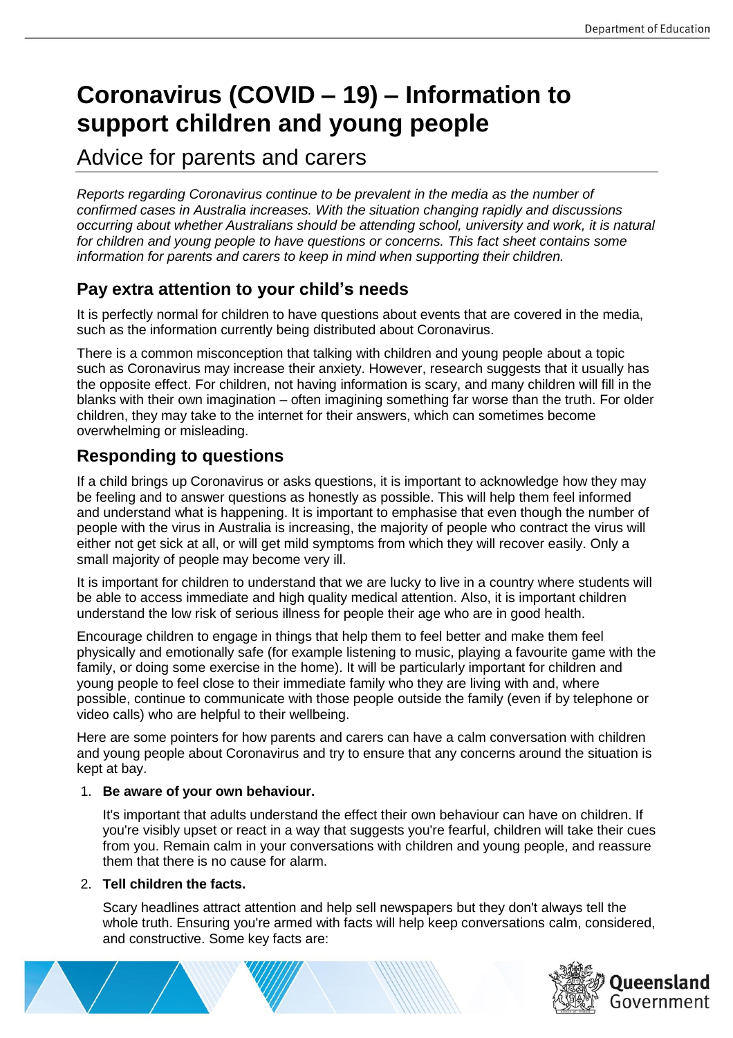# Coronavirus (COVID – 19) – Information to support children and young people

## Advice for parents and carers

*Reports regarding Coronavirus continue to be prevalent in the media as the number of confirmed cases in Australia increases. With the situation changing rapidly and discussions occurring about whether Australians should be attending school, university and work, it is natural for children and young people to have questions or concerns. This fact sheet contains some information for parents and carers to keep in mind when supporting their children.*

### Pay extra attention to your child's needs

It is perfectly normal for children to have questions about events that are covered in the media, such as the information currently being distributed about Coronavirus.

There is a common misconception that talking with children and young people about a topic such as Coronavirus may increase their anxiety. However, research suggests that it usually has the opposite effect. For children, not having information is scary, and many children will fill in the blanks with their own imagination – often imagining something far worse than the truth. For older children, they may take to the internet for their answers, which can sometimes become overwhelming or misleading.

### Responding to questions

If a child brings up Coronavirus or asks questions, it is important to acknowledge how they may be feeling and to answer questions as honestly as possible. This will help them feel informed and understand what is happening. It is important to emphasise that even though the number of people with the virus in Australia is increasing, the majority of people who contract the virus will either not get sick at all, or will get mild symptoms from which they will recover easily. Only a small majority of people may become very ill.

It is important for children to understand that we are lucky to live in a country where students will be able to access immediate and high quality medical attention. Also, it is important children understand the low risk of serious illness for people their age who are in good health.

Encourage children to engage in things that help them to feel better and make them feel physically and emotionally safe (for example listening to music, playing a favourite game with the family, or doing some exercise in the home). It will be particularly important for children and young people to feel close to their immediate family who they are living with and, where possible, continue to communicate with those people outside the family (even if by telephone or video calls) who are helpful to their wellbeing.

Here are some pointers for how parents and carers can have a calm conversation with children and young people about Coronavirus and try to ensure that any concerns around the situation is kept at bay.

1. **Be aware of your own behaviour.**

   It's important that adults understand the effect their own behaviour can have on children. If you're visibly upset or react in a way that suggests you're fearful, children will take their cues from you. Remain calm in your conversations with children and young people, and reassure them that there is no cause for alarm.

2. **Tell children the facts.**

   Scary headlines attract attention and help sell newspapers but they don't always tell the whole truth. Ensuring you're armed with facts will help keep conversations calm, considered, and constructive. Some key facts are: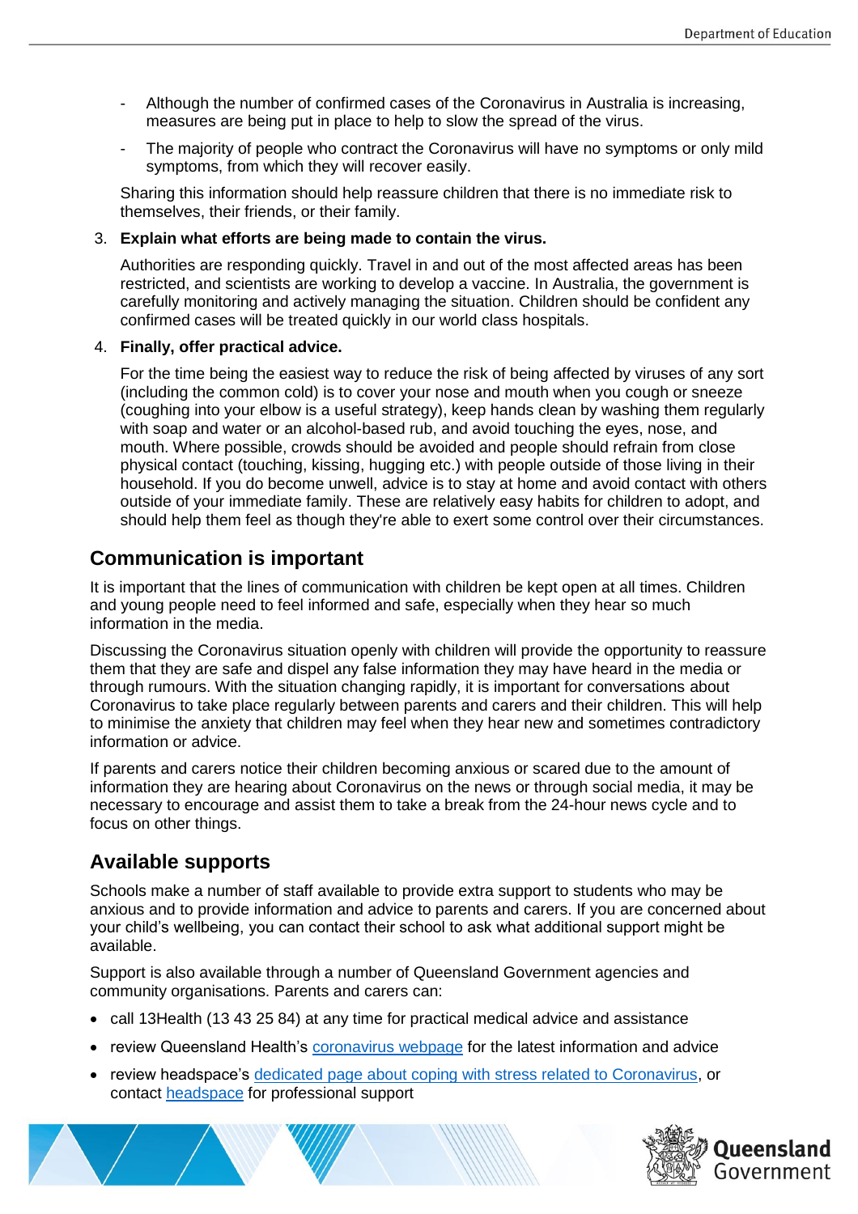- Although the number of confirmed cases of the Coronavirus in Australia is increasing, measures are being put in place to help to slow the spread of the virus.
- The majority of people who contract the Coronavirus will have no symptoms or only mild symptoms, from which they will recover easily.

Sharing this information should help reassure children that there is no immediate risk to themselves, their friends, or their family.

3. **Explain what efforts are being made to contain the virus.**

   Authorities are responding quickly. Travel in and out of the most affected areas has been restricted, and scientists are working to develop a vaccine. In Australia, the government is carefully monitoring and actively managing the situation. Children should be confident any confirmed cases will be treated quickly in our world class hospitals.

4. **Finally, offer practical advice.**

   For the time being the easiest way to reduce the risk of being affected by viruses of any sort (including the common cold) is to cover your nose and mouth when you cough or sneeze (coughing into your elbow is a useful strategy), keep hands clean by washing them regularly with soap and water or an alcohol-based rub, and avoid touching the eyes, nose, and mouth. Where possible, crowds should be avoided and people should refrain from close physical contact (touching, kissing, hugging etc.) with people outside of those living in their household. If you do become unwell, advice is to stay at home and avoid contact with others outside of your immediate family. These are relatively easy habits for children to adopt, and should help them feel as though they're able to exert some control over their circumstances.

## Communication is important

It is important that the lines of communication with children be kept open at all times. Children and young people need to feel informed and safe, especially when they hear so much information in the media.

Discussing the Coronavirus situation openly with children will provide the opportunity to reassure them that they are safe and dispel any false information they may have heard in the media or through rumours. With the situation changing rapidly, it is important for conversations about Coronavirus to take place regularly between parents and carers and their children. This will help to minimise the anxiety that children may feel when they hear new and sometimes contradictory information or advice.

If parents and carers notice their children becoming anxious or scared due to the amount of information they are hearing about Coronavirus on the news or through social media, it may be necessary to encourage and assist them to take a break from the 24-hour news cycle and to focus on other things.

## Available supports

Schools make a number of staff available to provide extra support to students who may be anxious and to provide information and advice to parents and carers. If you are concerned about your child's wellbeing, you can contact their school to ask what additional support might be available.

Support is also available through a number of Queensland Government agencies and community organisations. Parents and carers can:

- call 13Health (13 43 25 84) at any time for practical medical advice and assistance
- review Queensland Health's coronavirus webpage for the latest information and advice
- review headspace's dedicated page about coping with stress related to Coronavirus, or contact headspace for professional support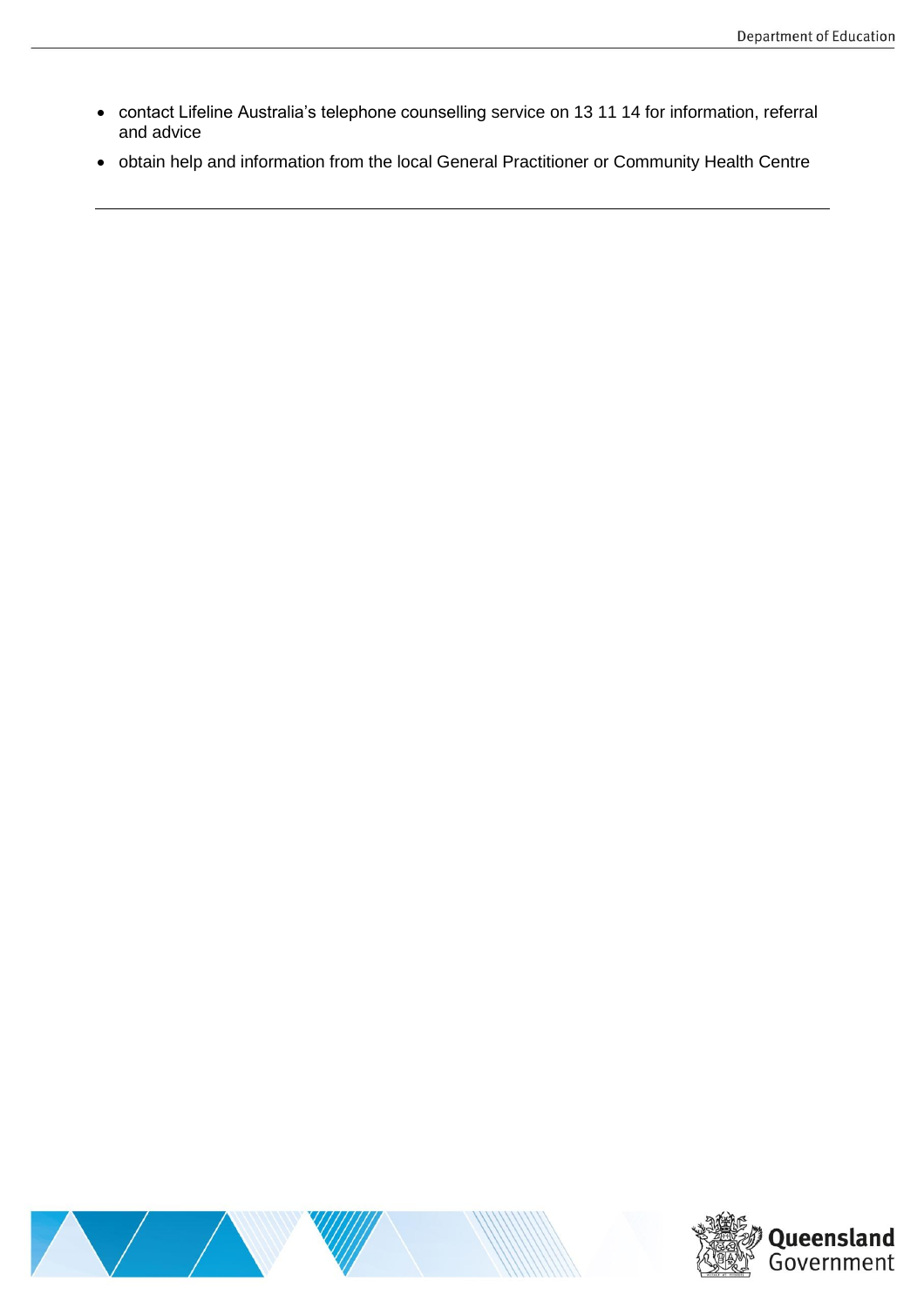- contact Lifeline Australia's telephone counselling service on 13 11 14 for information, referral and advice
- obtain help and information from the local General Practitioner or Community Health Centre

---